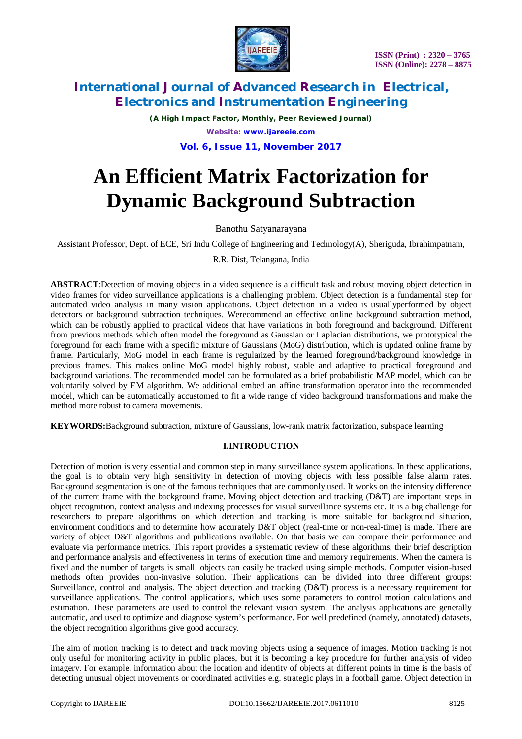# An Efficient Matrix Factorization for Dynamic Background Subtraction

Banothu Satyanarayana

Assistant Professor, Dept. of ECE, Sri Indu College of Engineering and Technology(A), Sheriguda, Ibrahimpatnam, R.R. Dist, Telangana, India

**ABSTRACT**:Detection of moving objects in a video sequence is a difficult task and robust moving object detection in video frames for video surveillance applications is a challenging problem. Object detection is a fundamental step for automated video analysis in many vision applications. Object detection in a video is usuallyperformed by object detectors or background subtraction techniques. Werecommend an effective online background subtraction method, which can be robustly applied to practical videos that have variations in both foreground and background. Different from previous methods which often model the foreground as Gaussian or Laplacian distributions, we prototypical the foreground for each frame with a specific mixture of Gaussians (MoG) distribution, which is updated online frame by frame. Particularly, MoG model in each frame is regularized by the learned foreground/background knowledge in previous frames. This makes online MoG model highly robust, stable and adaptive to practical foreground and background variations. The recommended model can be formulated as a brief probabilistic MAP model, which can be voluntarily solved by EM algorithm. We additional embed an affine transformation operator into the recommended model, which can be automatically accustomed to fit a wide range of video background transformations and make the method more robust to camera movements.

**KEYWORDS:**Background subtraction, mixture of Gaussians, low-rank matrix factorization, subspace learning

## I.INTRODUCTION

Detection of motion is very essential and common step in many surveillance system applications. In these applications, the goal is to obtain very high sensitivity in detection of moving objects with less possible false alarm rates. Background segmentation is one of the famous techniques that are commonly used. It works on the intensity difference of the current frame with the background frame. Moving object detection and tracking (D&T) are important steps in object recognition, context analysis and indexing processes for visual surveillance systems etc. It is a big challenge for researchers to prepare algorithms on which detection and tracking is more suitable for background situation, environment conditions and to determine how accurately D&T object (real-time or non-real-time) is made. There are variety of object D&T algorithms and publications available. On that basis we can compare their performance and evaluate via performance metrics. This report provides a systematic review of these algorithms, their brief description and performance analysis and effectiveness in terms of execution time and memory requirements. When the camera is fixed and the number of targets is small, objects can easily be tracked using simple methods. Computer vision-based methods often provides non-invasive solution. Their applications can be divided into three different groups: Surveillance, control and analysis. The object detection and tracking (D&T) process is a necessary requirement for surveillance applications. The control applications, which uses some parameters to control motion calculations and estimation. These parameters are used to control the relevant vision system. The analysis applications are generally automatic, and used to optimize and diagnose system's performance. For well predefined (namely, annotated) datasets, the object recognition algorithms give good accuracy.

The aim of motion tracking is to detect and track moving objects using a sequence of images. Motion tracking is not only useful for monitoring activity in public places, but it is becoming a key procedure for further analysis of video imagery. For example, information about the location and identity of objects at different points in time is the basis of detecting unusual object movements or coordinated activities e.g. strategic plays in a football game. Object detection in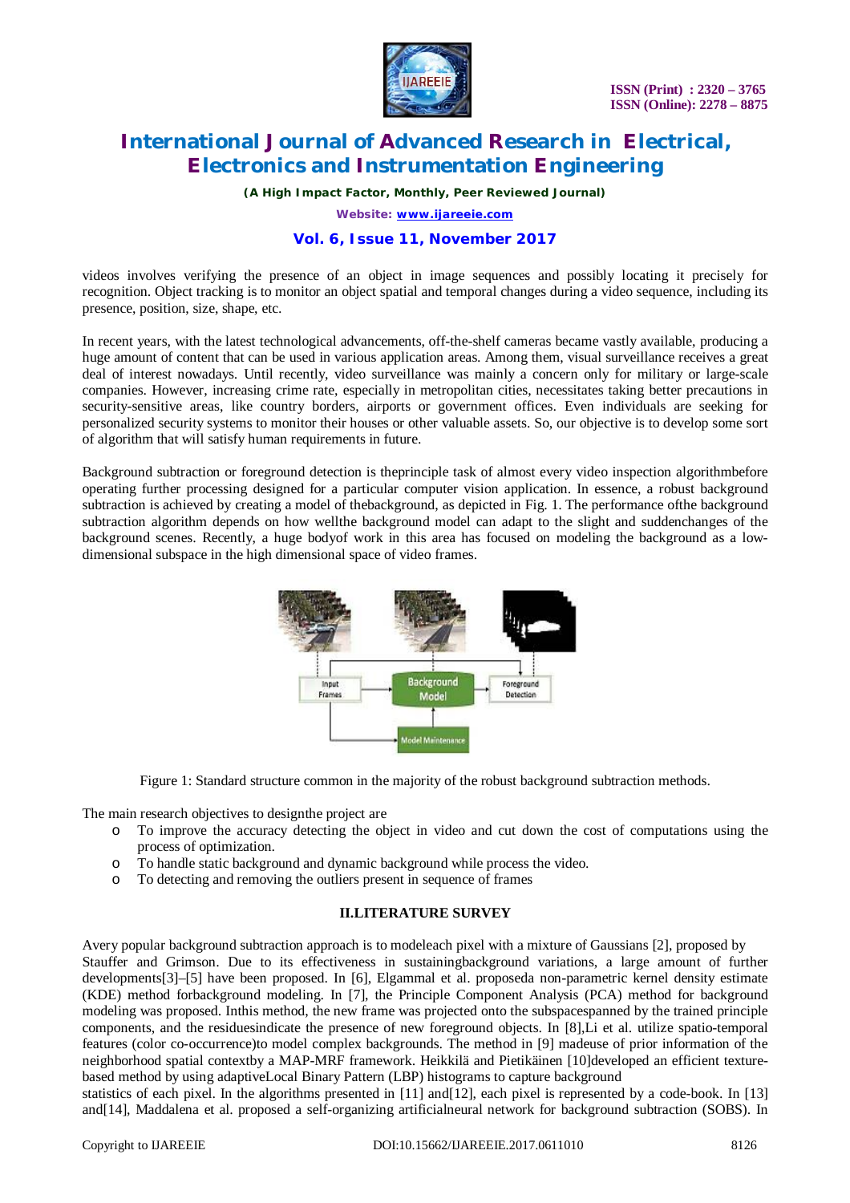videos involves verifying the presence of an object in image sequences and possibly locating it precisely for recognition. Object tracking is to monitor an object spatial and temporal changes during a video sequence, including its presence, position, size, shape, etc.

In recent years, with the latest technological advancements, off-the-shelf cameras became vastly available, producing a huge amount of content that can be used in various application areas. Among them, visual surveillance receives a great deal of interest nowadays. Until recently, video surveillance was mainly a concern only for military or large-scale companies. However, increasing crime rate, especially in metropolitan cities, necessitates taking better precautions in security-sensitive areas, like country borders, airports or government offices. Even individuals are seeking for personalized security systems to monitor their houses or other valuable assets. So, our objective is to develop some sort of algorithm that will satisfy human requirements in future.

Background subtraction or foreground detection is theprinciple task of almost every video inspection algorithmbefore operating further processing designed for a particular computer vision application. In essence, a robust background subtraction is achieved by creating a model of thebackground, as depicted in Fig. 1. The performance ofthe background subtraction algorithm depends on how wellthe background model can adapt to the slight and suddenchanges of the background scenes. Recently, a huge bodyof work in this area has focused on modeling the background as a low-dimensional subspace in the high dimensional space of video frames.

Figure 1: Standard structure common in the majority of the robust background subtraction methods.

The main research objectives to designthe project are

- To improve the accuracy detecting the object in video and cut down the cost of computations using the process of optimization.
- To handle static background and dynamic background while process the video.
- To detecting and removing the outliers present in sequence of frames

## II.LITERATURE SURVEY

Avery popular background subtraction approach is to modeleach pixel with a mixture of Gaussians [2], proposed by Stauffer and Grimson. Due to its effectiveness in sustainingbackground variations, a large amount of further developments[3]–[5] have been proposed. In [6], Elgammal et al. proposeda non-parametric kernel density estimate (KDE) method forbackground modeling. In [7], the Principle Component Analysis (PCA) method for background modeling was proposed. Inthis method, the new frame was projected onto the subspacespanned by the trained principle components, and the residuesindicate the presence of new foreground objects. In [8],Li et al. utilize spatio-temporal features (color co-occurrence)to model complex backgrounds. The method in [9] madeuse of prior information of the neighborhood spatial contextby a MAP-MRF framework. Heikkilä and Pietikäinen [10]developed an efficient texture-based method by using adaptiveLocal Binary Pattern (LBP) histograms to capture background statistics of each pixel. In the algorithms presented in [11] and[12], each pixel is represented by a code-book. In [13] and[14], Maddalena et al. proposed a self-organizing artificialneural network for background subtraction (SOBS). In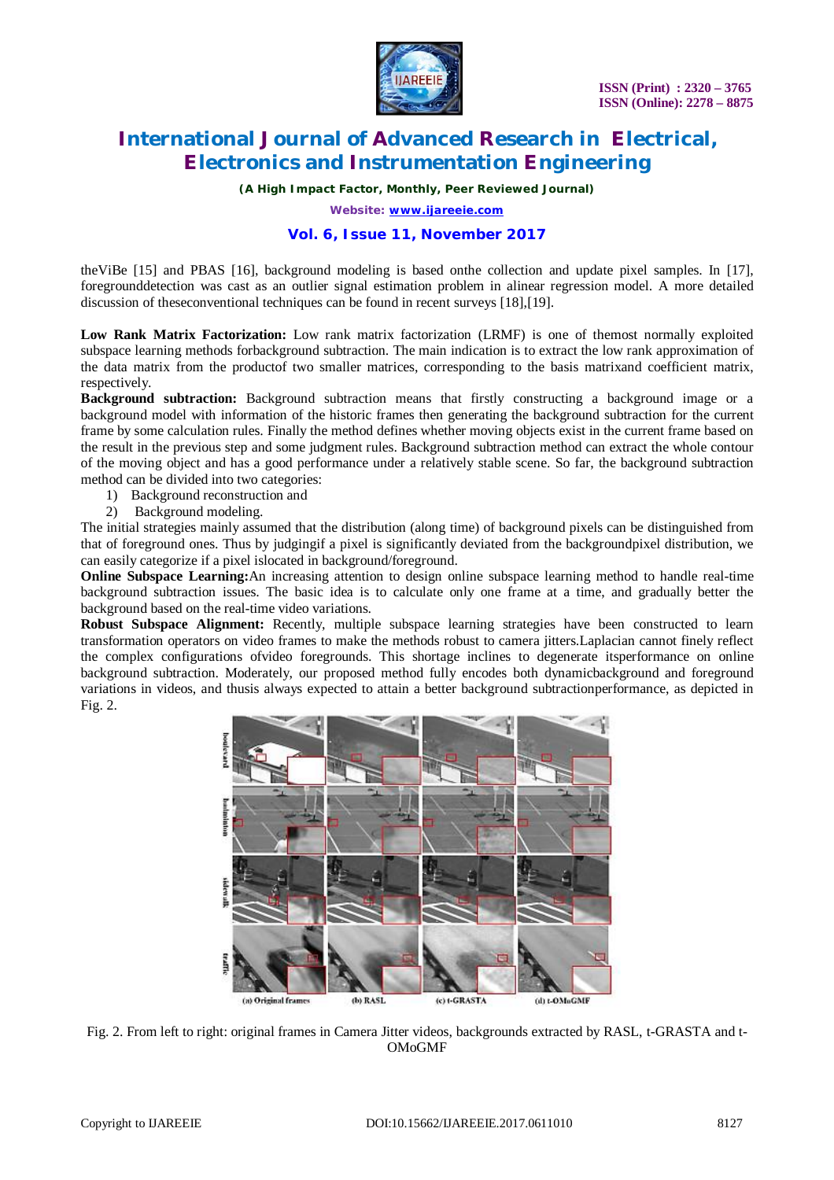theViBe [15] and PBAS [16], background modeling is based onthe collection and update pixel samples. In [17], foregrounddetection was cast as an outlier signal estimation problem in alinear regression model. A more detailed discussion of theseconventional techniques can be found in recent surveys [18],[19].

**Low Rank Matrix Factorization:** Low rank matrix factorization (LRMF) is one of themost normally exploited subspace learning methods forbackground subtraction. The main indication is to extract the low rank approximation of the data matrix from the productof two smaller matrices, corresponding to the basis matrixand coefficient matrix, respectively.

**Background subtraction:** Background subtraction means that firstly constructing a background image or a background model with information of the historic frames then generating the background subtraction for the current frame by some calculation rules. Finally the method defines whether moving objects exist in the current frame based on the result in the previous step and some judgment rules. Background subtraction method can extract the whole contour of the moving object and has a good performance under a relatively stable scene. So far, the background subtraction method can be divided into two categories:

1) Background reconstruction and
2) Background modeling.

The initial strategies mainly assumed that the distribution (along time) of background pixels can be distinguished from that of foreground ones. Thus by judgingif a pixel is significantly deviated from the backgroundpixel distribution, we can easily categorize if a pixel islocated in background/foreground.

**Online Subspace Learning:**An increasing attention to design online subspace learning method to handle real-time background subtraction issues. The basic idea is to calculate only one frame at a time, and gradually better the background based on the real-time video variations.

**Robust Subspace Alignment:** Recently, multiple subspace learning strategies have been constructed to learn transformation operators on video frames to make the methods robust to camera jitters.Laplacian cannot finely reflect the complex configurations ofvideo foregrounds. This shortage inclines to degenerate itsperformance on online background subtraction. Moderately, our proposed method fully encodes both dynamicbackground and foreground variations in videos, and thusis always expected to attain a better background subtractionperformance, as depicted in Fig. 2.

Fig. 2. From left to right: original frames in Camera Jitter videos, backgrounds extracted by RASL, t-GRASTA and t-OMoGMF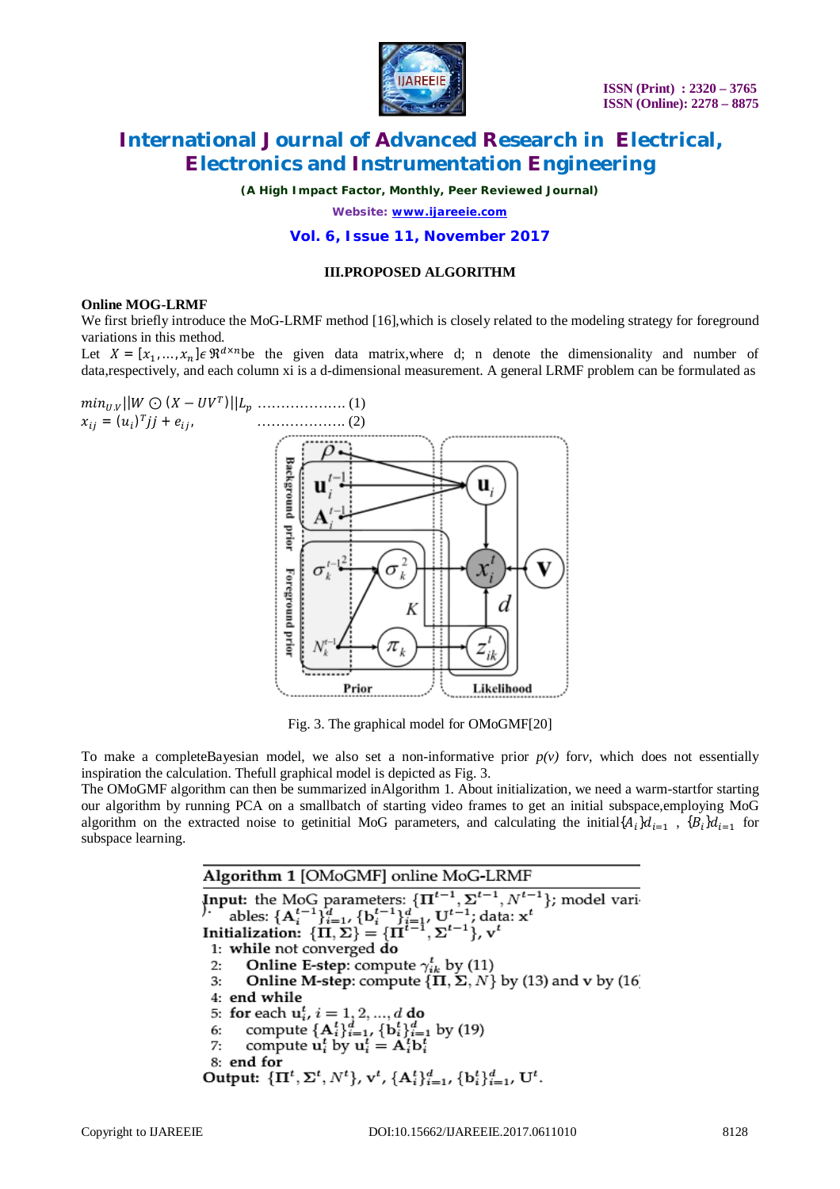## III. PROPOSED ALGORITHM

**Online MOG-LRMF**

We first briefly introduce the MoG-LRMF method [16],which is closely related to the modeling strategy for foreground variations in this method.

Let $X = [x_1,\ldots,x_n] \epsilon \Re^{d \times n}$be the given data matrix,where d; n denote the dimensionality and number of data,respectively, and each column xi is a d-dimensional measurement. A general LRMF problem can be formulated as

$min_{U,V} ||W \odot (X - UV^T)||L_p$ .................. (1)

$x_{ij} = (u_i)^T jj + e_{ij},$ .................. (2)

Fig. 3. The graphical model for OMoGMF[20]

To make a completeBayesian model, we also set a non-informative prior $p(v)$ forv, which does not essentially inspiration the calculation. Thefull graphical model is depicted as Fig. 3.

The OMoGMF algorithm can then be summarized inAlgorithm 1. About initialization, we need a warm-startfor starting our algorithm by running PCA on a smallbatch of starting video frames to get an initial subspace,employing MoG algorithm on the extracted noise to getinitial MoG parameters, and calculating the initial$\{A_i\}d_{i=1}$ , $\{B_i\}d_{i=1}$ for subspace learning.

**Algorithm 1** [OMoGMF] online MoG-LRMF

**Input:** the MoG parameters: $\{\Pi^{t-1}, \Sigma^{t-1}, N^{t-1}\}$; model variables: $\{A_i^{t-1}\}_{i=1}^d$, $\{b_i^{t-1}\}_{i=1}^d$, $U^{t-1}$; data: $x^t$

**Initialization:** $\{\Pi, \Sigma\} = \{\Pi^{t-1}, \Sigma^{t-1}\}$, $v^t$

1: **while** not converged **do**
2: **Online E-step**: compute $\gamma_{ik}^t$ by (11)
3: **Online M-step**: compute $\{\Pi, \Sigma, N\}$ by (13) and v by (16)
4: **end while**
5: **for** each $u_i^t$, $i = 1, 2, \ldots, d$ **do**
6: compute $\{A_i^t\}_{i=1}^d$, $\{b_i^t\}_{i=1}^d$ by (19)
7: compute $u_i^t$ by $u_i^t = A_i^t b_i^t$
8: **end for**

**Output:** $\{\Pi^t, \Sigma^t, N^t\}$, $v^t$, $\{A_i^t\}_{i=1}^d$, $\{b_i^t\}_{i=1}^d$, $U^t$.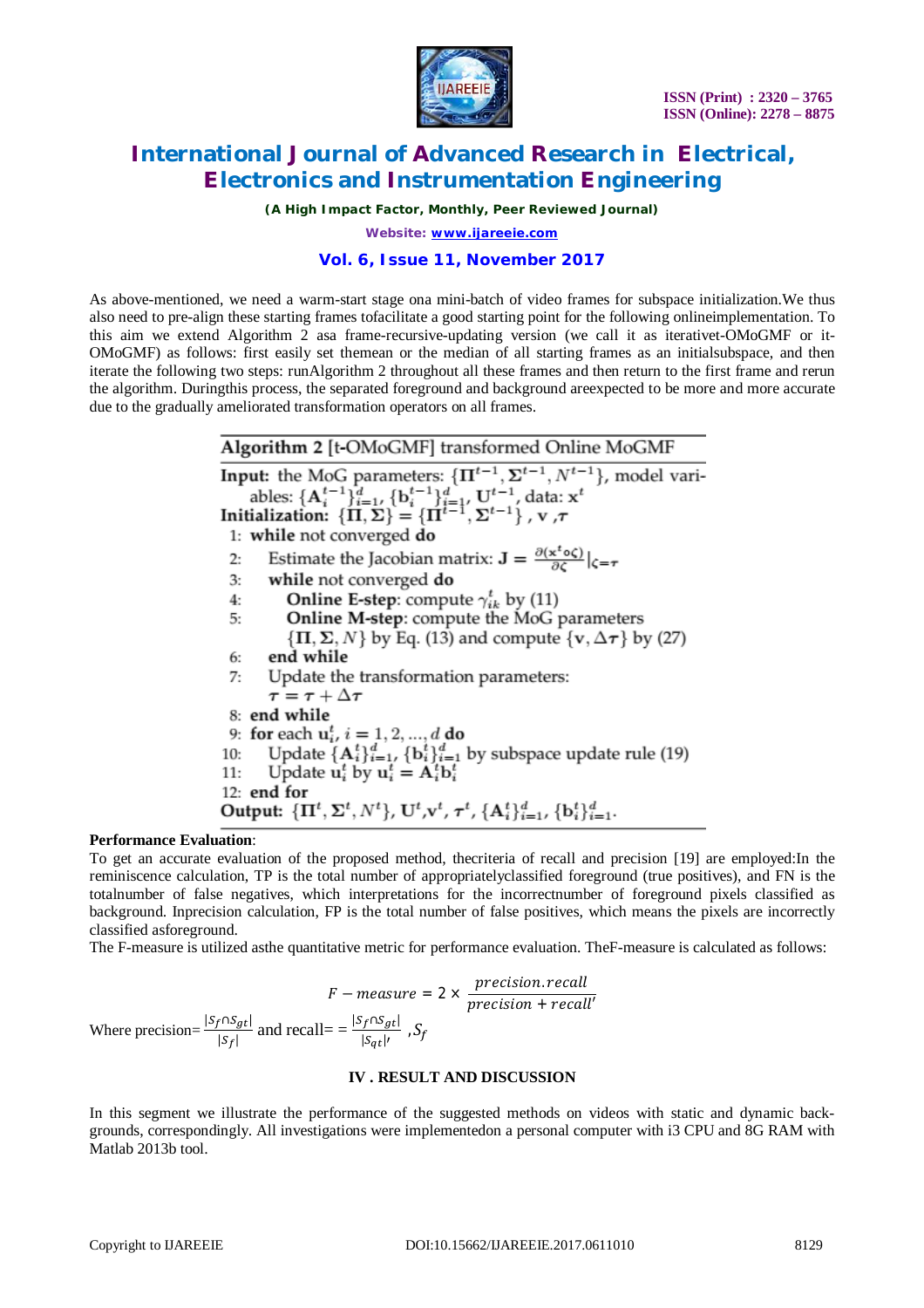As above-mentioned, we need a warm-start stage ona mini-batch of video frames for subspace initialization.We thus also need to pre-align these starting frames tofacilitate a good starting point for the following onlineimplementation. To this aim we extend Algorithm 2 asa frame-recursive-updating version (we call it as iterativet-OMoGMF or it-OMoGMF) as follows: first easily set themean or the median of all starting frames as an initialsubspace, and then iterate the following two steps: runAlgorithm 2 throughout all these frames and then return to the first frame and rerun the algorithm. Duringthis process, the separated foreground and background areexpected to be more and more accurate due to the gradually ameliorated transformation operators on all frames.

**Algorithm 2** [t-OMoGMF] transformed Online MoGMF

**Input:** the MoG parameters: $\{\mathbf{\Pi}^{t-1}, \mathbf{\Sigma}^{t-1}, N^{t-1}\}$, model variables: $\{\mathbf{A}_i^{t-1}\}_{i=1}^{d}$, $\{\mathbf{b}_i^{t-1}\}_{i=1}^{d}$, $\mathbf{U}^{t-1}$, data: $\mathbf{x}^t$

**Initialization:** $\{\mathbf{\Pi}, \mathbf{\Sigma}\} = \{\mathbf{\Pi}^{t-1}, \mathbf{\Sigma}^{t-1}\}$ , $\mathbf{v}$ ,$\boldsymbol{\tau}$

1: **while** not converged **do**
2: Estimate the Jacobian matrix: $\mathbf{J} = \frac{\partial(\mathbf{x}^t \circ \zeta)}{\partial \zeta}|_{\zeta=\tau}$
3: **while** not converged **do**
4: **Online E-step**: compute $\gamma_{ik}^t$ by (11)
5: **Online M-step**: compute the MoG parameters $\{\mathbf{\Pi}, \mathbf{\Sigma}, N\}$ by Eq. (13) and compute $\{\mathbf{v}, \Delta\boldsymbol{\tau}\}$ by (27)
6: **end while**
7: Update the transformation parameters: $\boldsymbol{\tau} = \boldsymbol{\tau} + \Delta\boldsymbol{\tau}$
8: **end while**
9: **for** each $\mathbf{u}_i^t$, $i = 1, 2, ..., d$ **do**
10: Update $\{\mathbf{A}_i^t\}_{i=1}^{d}$, $\{\mathbf{b}_i^t\}_{i=1}^{d}$ by subspace update rule (19)
11: Update $\mathbf{u}_i^t$ by $\mathbf{u}_i^t = \mathbf{A}_i^t \mathbf{b}_i^t$
12: **end for**

**Output:** $\{\mathbf{\Pi}^t, \mathbf{\Sigma}^t, N^t\}$, $\mathbf{U}^t$,$\mathbf{v}^t$, $\boldsymbol{\tau}^t$, $\{\mathbf{A}_i^t\}_{i=1}^{d}$, $\{\mathbf{b}_i^t\}_{i=1}^{d}$.

**Performance Evaluation**:

To get an accurate evaluation of the proposed method, thecriteria of recall and precision [19] are employed:In the reminiscence calculation, TP is the total number of appropriatelyclassified foreground (true positives), and FN is the totalnumber of false negatives, which interpretations for the incorrectnumber of foreground pixels classified as background. Inprecision calculation, FP is the total number of false positives, which means the pixels are incorrectly classified asforeground.

The F-measure is utilized asthe quantitative metric for performance evaluation. TheF-measure is calculated as follows:

$$F - measure = 2 \times \frac{precision.recall}{precision + recall'}$$

Where precision= $\frac{|S_f \cap S_{gt}|}{|S_f|}$ and recall= = $\frac{|S_f \cap S_{gt}|}{|S_{gt}|'}$ ,$S_f$

## IV . RESULT AND DISCUSSION

In this segment we illustrate the performance of the suggested methods on videos with static and dynamic back-grounds, correspondingly. All investigations were implementedon a personal computer with i3 CPU and 8G RAM with Matlab 2013b tool.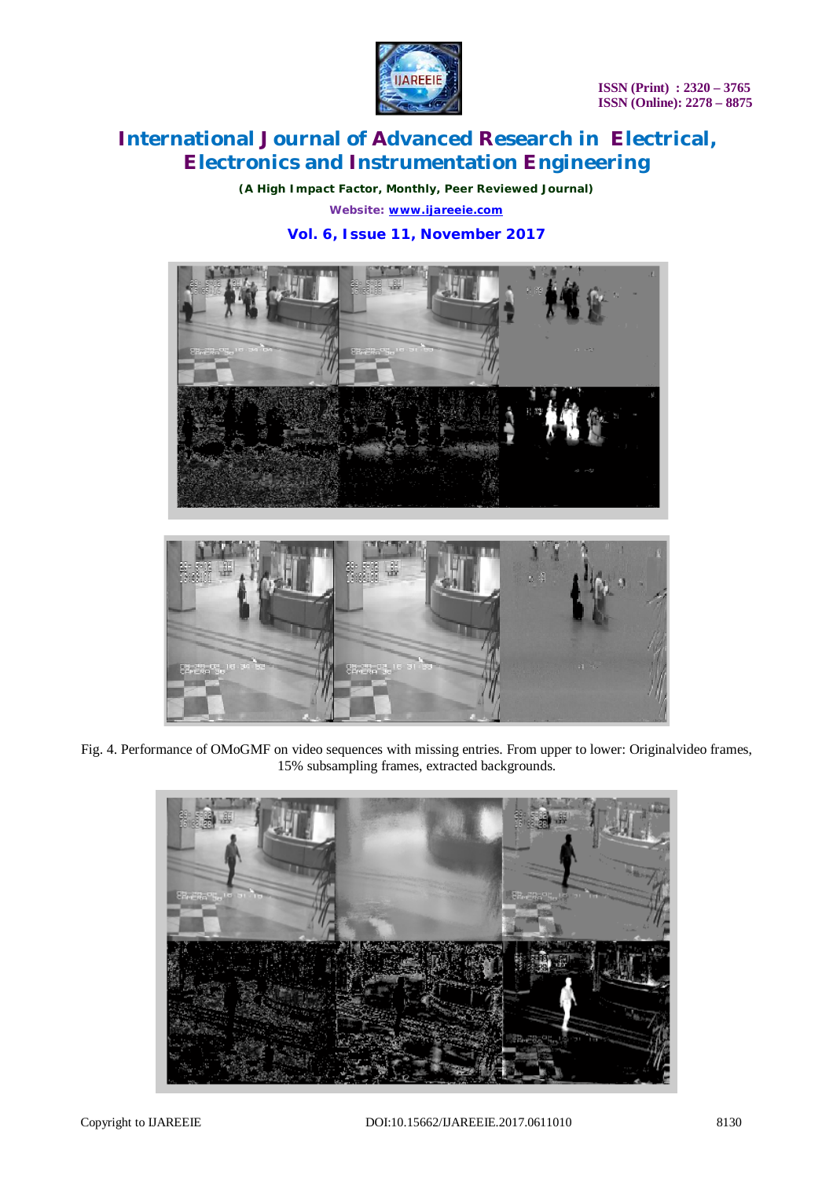Fig. 4. Performance of OMoGMF on video sequences with missing entries. From upper to lower: Originalvideo frames, 15% subsampling frames, extracted backgrounds.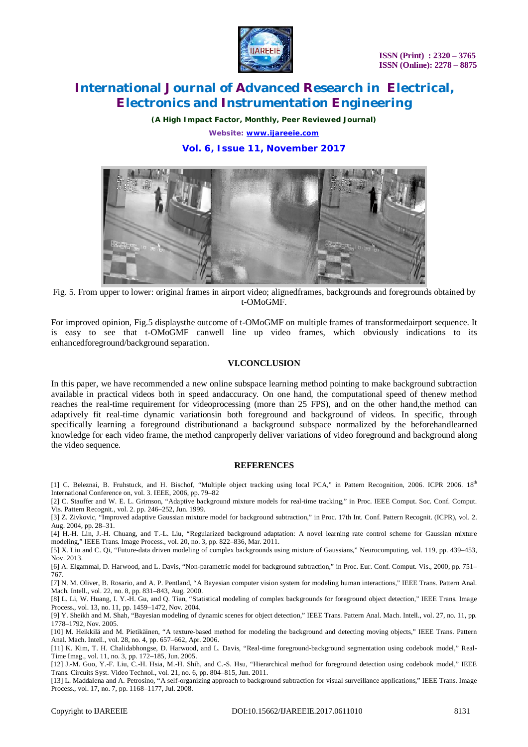Fig. 5. From upper to lower: original frames in airport video; alignedframes, backgrounds and foregrounds obtained by t-OMoGMF.

For improved opinion, Fig.5 displaysthe outcome of t-OMoGMF on multiple frames of transformedairport sequence. It is easy to see that t-OMoGMF canwell line up video frames, which obviously indications to its enhancedforeground/background separation.

## VI.CONCLUSION

In this paper, we have recommended a new online subspace learning method pointing to make background subtraction available in practical videos both in speed andaccuracy. On one hand, the computational speed of thenew method reaches the real-time requirement for videoprocessing (more than 25 FPS), and on the other hand,the method can adaptively fit real-time dynamic variationsin both foreground and background of videos. In specific, through specifically learning a foreground distributionand a background subspace normalized by the beforehandlearned knowledge for each video frame, the method canproperly deliver variations of video foreground and background along the video sequence.

## REFERENCES

[1] C. Beleznai, B. Fruhstuck, and H. Bischof, "Multiple object tracking using local PCA," in Pattern Recognition, 2006. ICPR 2006. 18th International Conference on, vol. 3. IEEE, 2006, pp. 79–82

[2] C. Stauffer and W. E. L. Grimson, "Adaptive background mixture models for real-time tracking," in Proc. IEEE Comput. Soc. Conf. Comput. Vis. Pattern Recognit., vol. 2. pp. 246–252, Jun. 1999.

[3] Z. Zivkovic, "Improved adaptive Gaussian mixture model for background subtraction," in Proc. 17th Int. Conf. Pattern Recognit. (ICPR), vol. 2. Aug. 2004, pp. 28–31.

[4] H.-H. Lin, J.-H. Chuang, and T.-L. Liu, "Regularized background adaptation: A novel learning rate control scheme for Gaussian mixture modeling," IEEE Trans. Image Process., vol. 20, no. 3, pp. 822–836, Mar. 2011.

[5] X. Liu and C. Qi, "Future-data driven modeling of complex backgrounds using mixture of Gaussians," Neurocomputing, vol. 119, pp. 439–453, Nov. 2013.

[6] A. Elgammal, D. Harwood, and L. Davis, "Non-parametric model for background subtraction," in Proc. Eur. Conf. Comput. Vis., 2000, pp. 751–767.

[7] N. M. Oliver, B. Rosario, and A. P. Pentland, "A Bayesian computer vision system for modeling human interactions," IEEE Trans. Pattern Anal. Mach. Intell., vol. 22, no. 8, pp. 831–843, Aug. 2000.

[8] L. Li, W. Huang, I. Y.-H. Gu, and Q. Tian, "Statistical modeling of complex backgrounds for foreground object detection," IEEE Trans. Image Process., vol. 13, no. 11, pp. 1459–1472, Nov. 2004.

[9] Y. Sheikh and M. Shah, "Bayesian modeling of dynamic scenes for object detection," IEEE Trans. Pattern Anal. Mach. Intell., vol. 27, no. 11, pp. 1778–1792, Nov. 2005.

[10] M. Heikkilä and M. Pietikäinen, "A texture-based method for modeling the background and detecting moving objects," IEEE Trans. Pattern Anal. Mach. Intell., vol. 28, no. 4, pp. 657–662, Apr. 2006.

[11] K. Kim, T. H. Chalidabhongse, D. Harwood, and L. Davis, "Real-time foreground-background segmentation using codebook model," Real-Time Imag., vol. 11, no. 3, pp. 172–185, Jun. 2005.

[12] J.-M. Guo, Y.-F. Liu, C.-H. Hsia, M.-H. Shih, and C.-S. Hsu, "Hierarchical method for foreground detection using codebook model," IEEE Trans. Circuits Syst. Video Technol., vol. 21, no. 6, pp. 804–815, Jun. 2011.

[13] L. Maddalena and A. Petrosino, "A self-organizing approach to background subtraction for visual surveillance applications," IEEE Trans. Image Process., vol. 17, no. 7, pp. 1168–1177, Jul. 2008.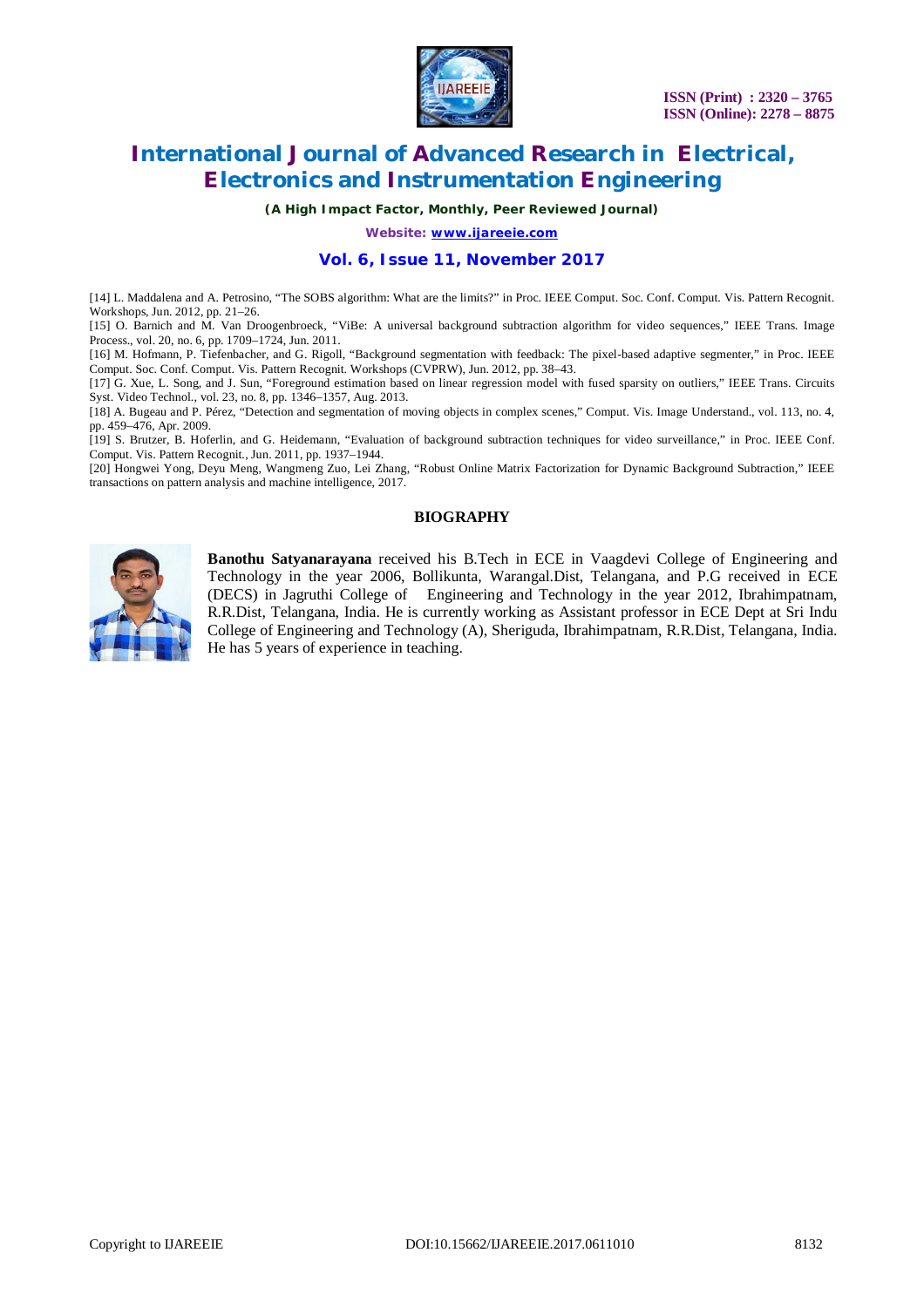[14] L. Maddalena and A. Petrosino, "The SOBS algorithm: What are the limits?" in Proc. IEEE Comput. Soc. Conf. Comput. Vis. Pattern Recognit. Workshops, Jun. 2012, pp. 21–26.
[15] O. Barnich and M. Van Droogenbroeck, "ViBe: A universal background subtraction algorithm for video sequences," IEEE Trans. Image Process., vol. 20, no. 6, pp. 1709–1724, Jun. 2011.
[16] M. Hofmann, P. Tiefenbacher, and G. Rigoll, "Background segmentation with feedback: The pixel-based adaptive segmenter," in Proc. IEEE Comput. Soc. Conf. Comput. Vis. Pattern Recognit. Workshops (CVPRW), Jun. 2012, pp. 38–43.
[17] G. Xue, L. Song, and J. Sun, "Foreground estimation based on linear regression model with fused sparsity on outliers," IEEE Trans. Circuits Syst. Video Technol., vol. 23, no. 8, pp. 1346–1357, Aug. 2013.
[18] A. Bugeau and P. Pérez, "Detection and segmentation of moving objects in complex scenes," Comput. Vis. Image Understand., vol. 113, no. 4, pp. 459–476, Apr. 2009.
[19] S. Brutzer, B. Hoferlin, and G. Heidemann, "Evaluation of background subtraction techniques for video surveillance," in Proc. IEEE Conf. Comput. Vis. Pattern Recognit., Jun. 2011, pp. 1937–1944.
[20] Hongwei Yong, Deyu Meng, Wangmeng Zuo, Lei Zhang, "Robust Online Matrix Factorization for Dynamic Background Subtraction," IEEE transactions on pattern analysis and machine intelligence, 2017.

## BIOGRAPHY

**Banothu Satyanarayana** received his B.Tech in ECE in Vaagdevi College of Engineering and Technology in the year 2006, Bollikunta, Warangal.Dist, Telangana, and P.G received in ECE (DECS) in Jagruthi College of Engineering and Technology in the year 2012, Ibrahimpatnam, R.R.Dist, Telangana, India. He is currently working as Assistant professor in ECE Dept at Sri Indu College of Engineering and Technology (A), Sheriguda, Ibrahimpatnam, R.R.Dist, Telangana, India. He has 5 years of experience in teaching.